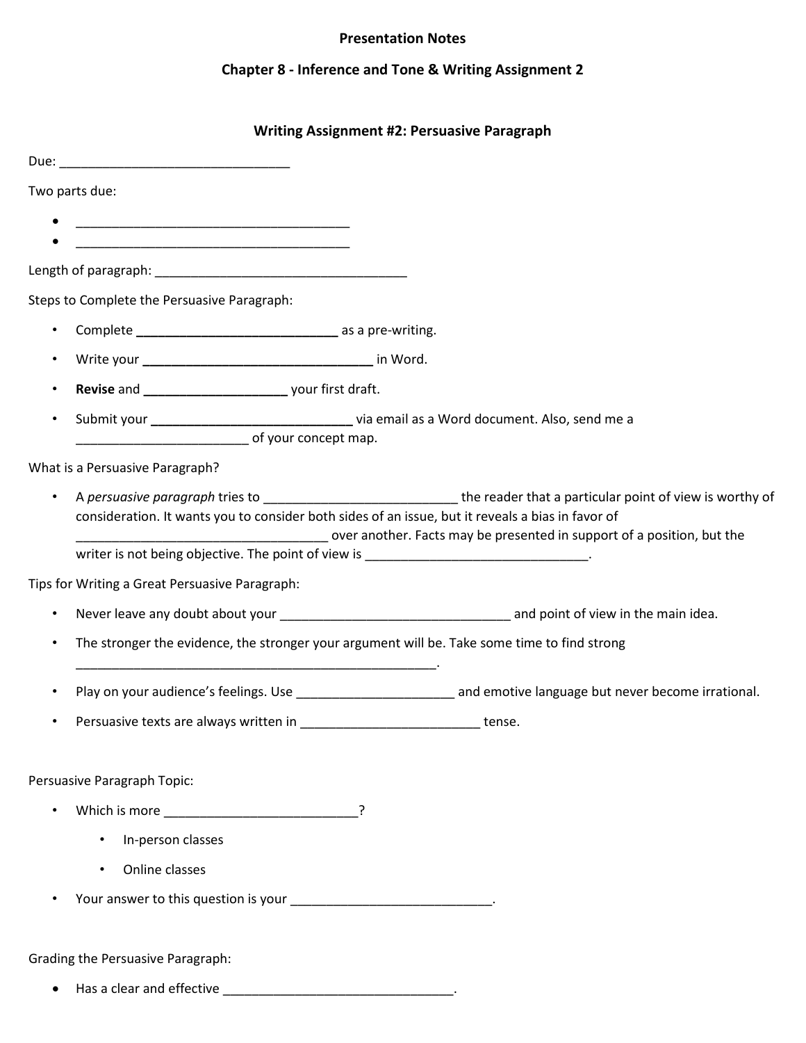**Presentation Notes**

**Chapter 8 - Inference and Tone & Writing Assignment 2**

**Writing Assignment #2: Persuasive Paragraph**

Due: ________________________________

Two parts due:

- ______________________________________
- ______________________________________

Length of paragraph: ___________________________________

Steps to Complete the Persuasive Paragraph:

- Complete ____________________________ as a pre-writing.
- Write your ________________________________ in Word.
- **Revise** and ____________________ your first draft.
- Submit your ____________________________ via email as a Word document. Also, send me a _______________________ of your concept map.

What is a Persuasive Paragraph?

- A *persuasive paragraph* tries to __________________________ the reader that a particular point of view is worthy of consideration. It wants you to consider both sides of an issue, but it reveals a bias in favor of __________________________________ over another. Facts may be presented in support of a position, but the writer is not being objective. The point of view is ______________________________.

Tips for Writing a Great Persuasive Paragraph:

- Never leave any doubt about your _______________________________ and point of view in the main idea.
- The stronger the evidence, the stronger your argument will be. Take some time to find strong __________________________________________________.
- Play on your audience's feelings. Use _____________________ and emotive language but never become irrational.
- Persuasive texts are always written in ________________________ tense.

Persuasive Paragraph Topic:

- Which is more __________________________?
  - In-person classes
  - Online classes
- Your answer to this question is your ___________________________.

Grading the Persuasive Paragraph:

- Has a clear and effective ________________________________.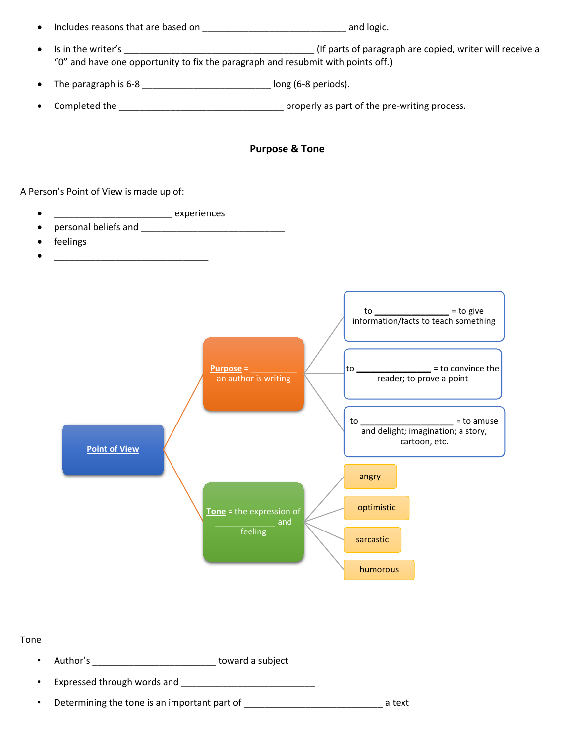- Includes reasons that are based on ____________________________ and logic.
- Is in the writer's ______________________________________ (If parts of paragraph are copied, writer will receive a "0" and have one opportunity to fix the paragraph and resubmit with points off.)
- The paragraph is 6-8 _________________________ long (6-8 periods).
- Completed the ________________________________ properly as part of the pre-writing process.

## Purpose & Tone

A Person's Point of View is made up of:

- _______________________ experiences
- personal beliefs and ____________________________
- feelings
- ______________________________

**Point of View**

- **Purpose** = __________ an author is writing
  - to _______________ = to give information/facts to teach something
  - to _______________ = to convince the reader; to prove a point
  - to __________________ = to amuse and delight; imagination; a story, cartoon, etc.
- **Tone** = the expression of ____________ and feeling
  - angry
  - optimistic
  - sarcastic
  - humorous

Tone

- Author's ________________________ toward a subject
- Expressed through words and __________________________
- Determining the tone is an important part of ___________________________ a text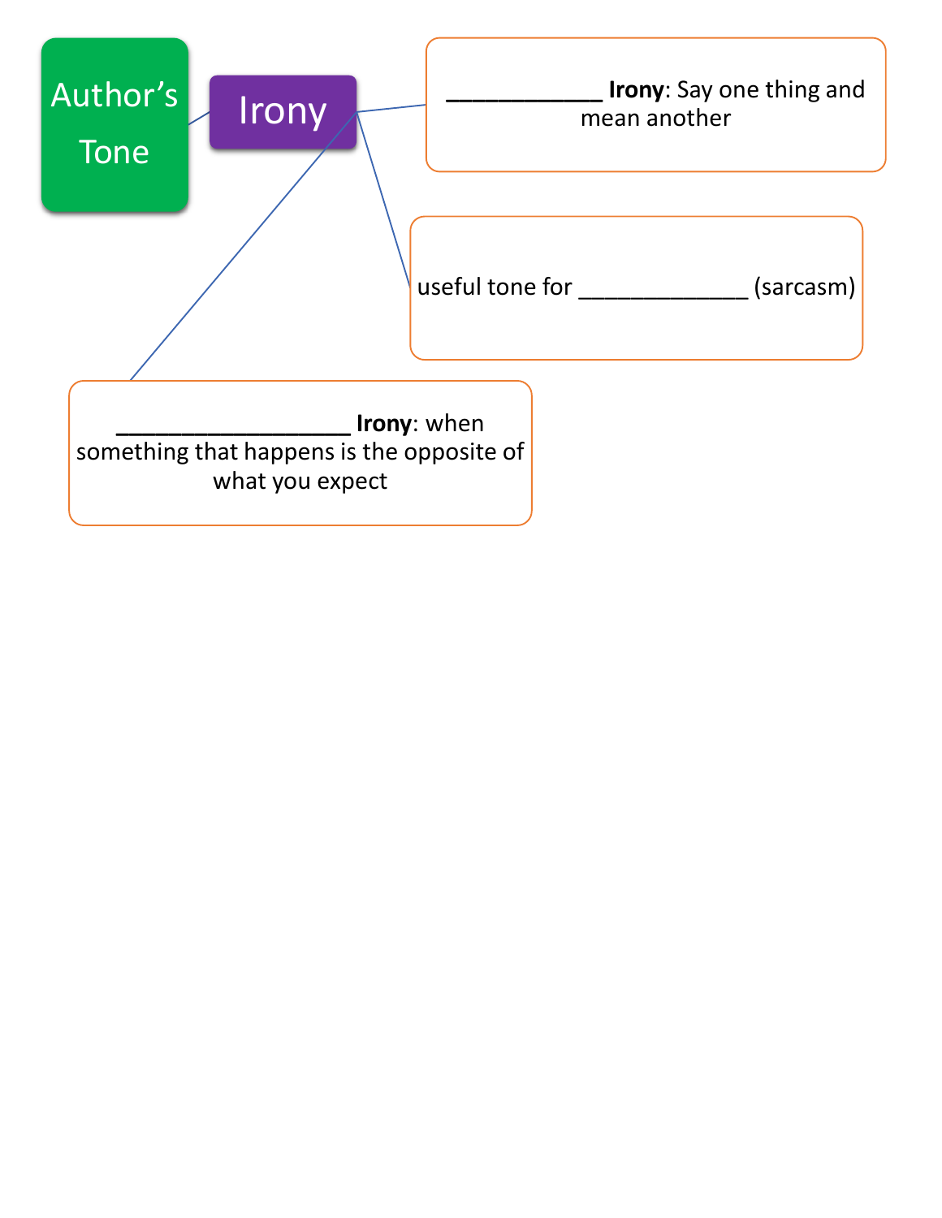Author's Tone

Irony

____________ **Irony**: Say one thing and mean another

useful tone for _____________ (sarcasm)

__________________ **Irony**: when something that happens is the opposite of what you expect